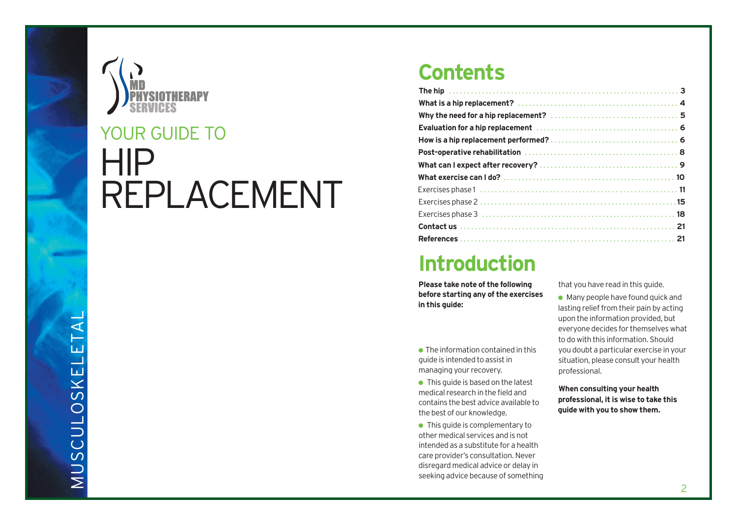MD PHYSIOTHERAPY SERVICES

# YOUR GUIDE TO HIP REPLACEMENT

MUSCULOSKELETAL

## Contents

| | |
|---|---|
| **The hip** | **3** |
| **What is a hip replacement?** | **4** |
| **Why the need for a hip replacement?** | **5** |
| **Evaluation for a hip replacement** | **6** |
| **How is a hip replacement performed?** | **6** |
| **Post-operative rehabilitation** | **8** |
| **What can I expect after recovery?** | **9** |
| **What exercise can I do?** | **10** |
| Exercises phase 1 | **11** |
| Exercises phase 2 | **15** |
| Exercises phase 3 | **18** |
| **Contact us** | **21** |
| **References** | **21** |

## Introduction

**Please take note of the following before starting any of the exercises in this guide:**

- The information contained in this guide is intended to assist in managing your recovery.
- This guide is based on the latest medical research in the field and contains the best advice available to the best of our knowledge.
- This guide is complementary to other medical services and is not intended as a substitute for a health care provider's consultation. Never disregard medical advice or delay in seeking advice because of something that you have read in this guide.
- Many people have found quick and lasting relief from their pain by acting upon the information provided, but everyone decides for themselves what to do with this information. Should you doubt a particular exercise in your situation, please consult your health professional.

**When consulting your health professional, it is wise to take this guide with you to show them.**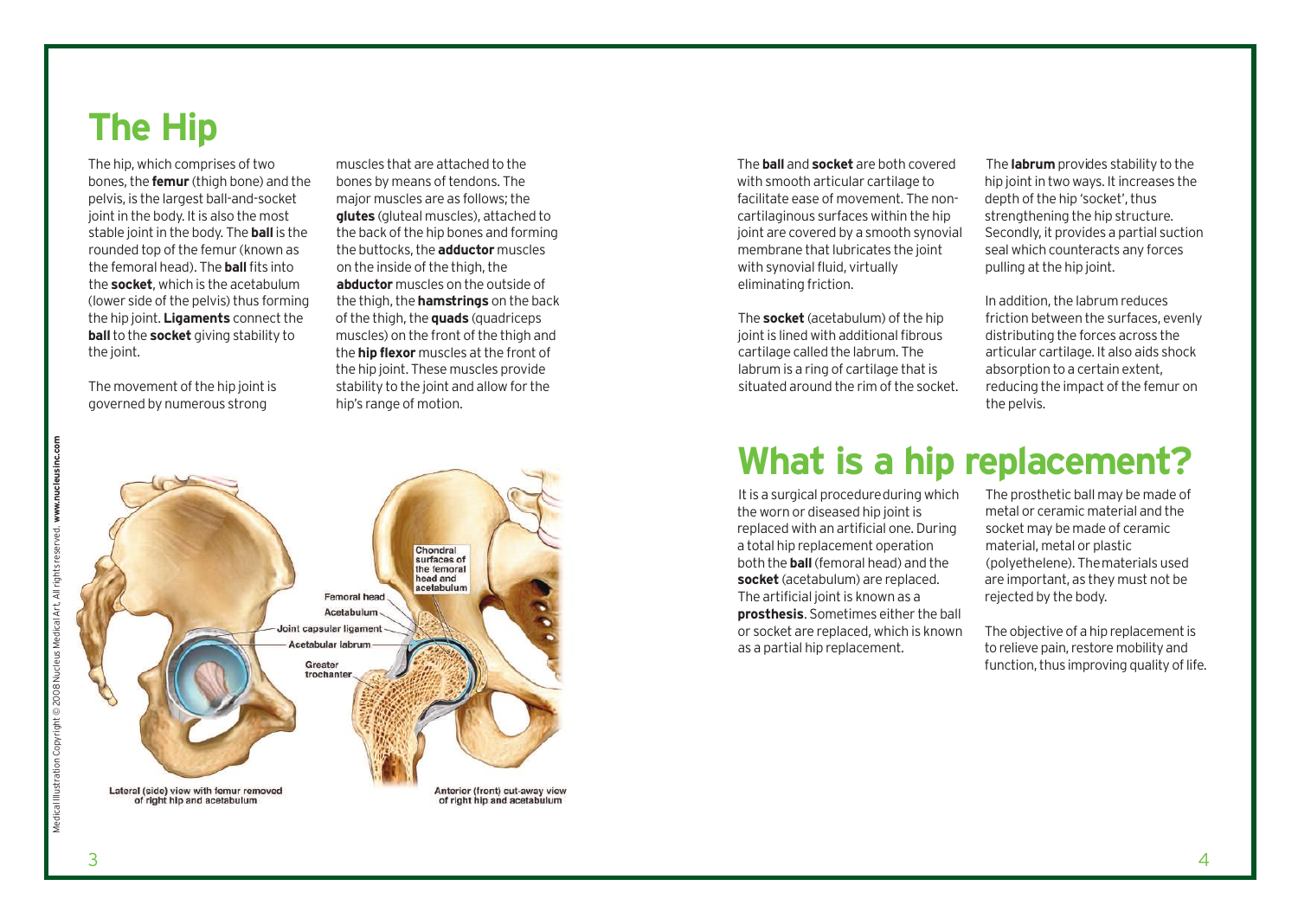# The Hip

The hip, which comprises of two bones, the **femur** (thigh bone) and the pelvis, is the largest ball-and-socket joint in the body. It is also the most stable joint in the body. The **ball** is the rounded top of the femur (known as the femoral head). The **ball** fits into the **socket**, which is the acetabulum (lower side of the pelvis) thus forming the hip joint. **Ligaments** connect the **ball** to the **socket** giving stability to the joint.

The movement of the hip joint is governed by numerous strong muscles that are attached to the bones by means of tendons. The major muscles are as follows; the **glutes** (gluteal muscles), attached to the back of the hip bones and forming the buttocks, the **adductor** muscles on the inside of the thigh, the **abductor** muscles on the outside of the thigh, the **hamstrings** on the back of the thigh, the **quads** (quadriceps muscles) on the front of the thigh and the **hip flexor** muscles at the front of the hip joint. These muscles provide stability to the joint and allow for the hip's range of motion.

Lateral (side) view with femur removed of right hip and acetabulum

Anterior (front) cut-away view of right hip and acetabulum

Medical Illustration Copyright © 2008 Nucleus Medical Art. All rights reserved. **www.nucleusinc.com**

The **ball** and **socket** are both covered with smooth articular cartilage to facilitate ease of movement. The non-cartilaginous surfaces within the hip joint are covered by a smooth synovial membrane that lubricates the joint with synovial fluid, virtually eliminating friction.

The **socket** (acetabulum) of the hip joint is lined with additional fibrous cartilage called the labrum. The labrum is a ring of cartilage that is situated around the rim of the socket.

The **labrum** provides stability to the hip joint in two ways. It increases the depth of the hip 'socket', thus strengthening the hip structure. Secondly, it provides a partial suction seal which counteracts any forces pulling at the hip joint.

In addition, the labrum reduces friction between the surfaces, evenly distributing the forces across the articular cartilage. It also aids shock absorption to a certain extent, reducing the impact of the femur on the pelvis.

# What is a hip replacement?

It is a surgical procedure during which the worn or diseased hip joint is replaced with an artificial one. During a total hip replacement operation both the **ball** (femoral head) and the **socket** (acetabulum) are replaced. The artificial joint is known as a **prosthesis**. Sometimes either the ball or socket are replaced, which is known as a partial hip replacement.

The prosthetic ball may be made of metal or ceramic material and the socket may be made of ceramic material, metal or plastic (polyethelene). The materials used are important, as they must not be rejected by the body.

The objective of a hip replacement is to relieve pain, restore mobility and function, thus improving quality of life.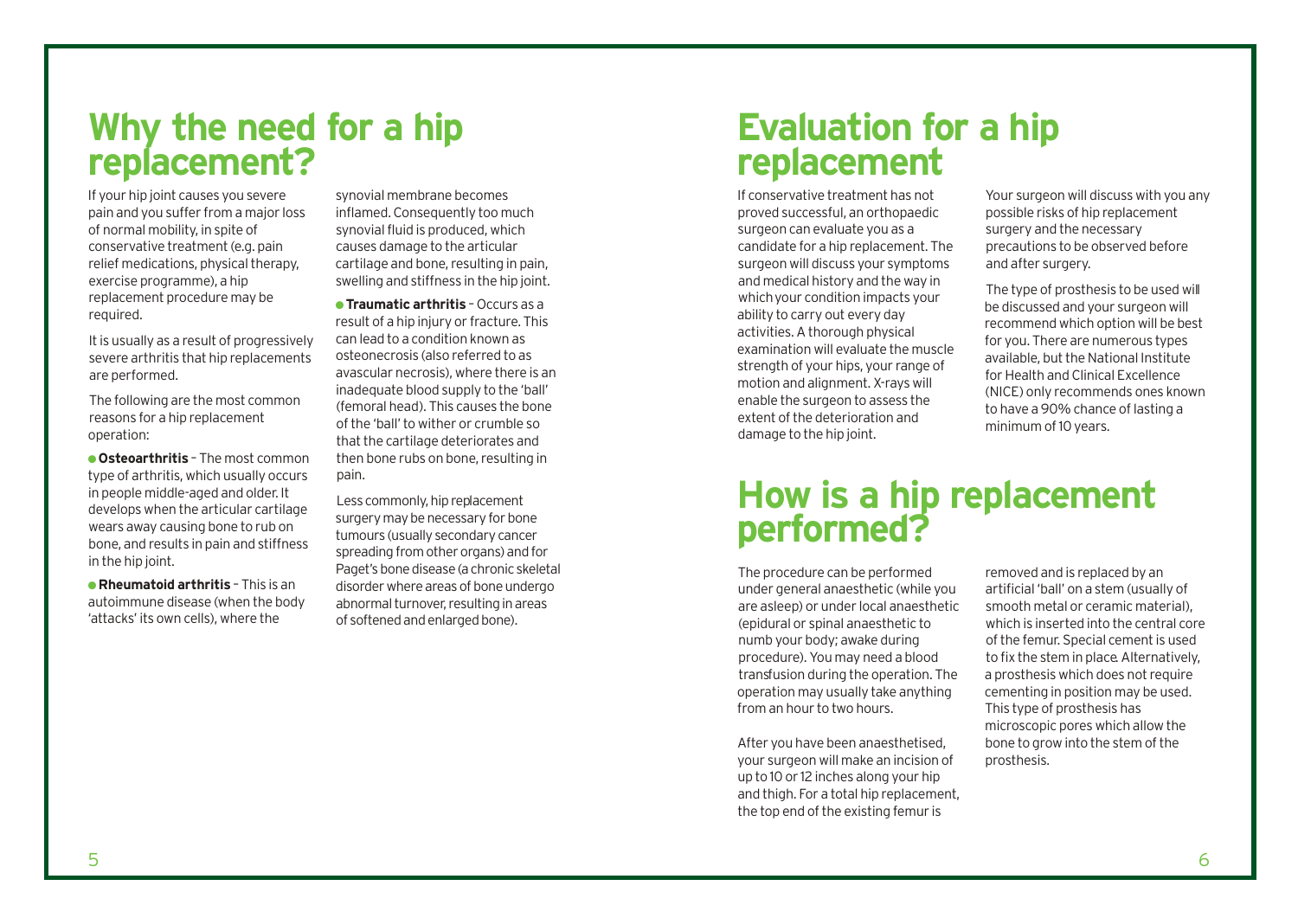## Why the need for a hip replacement?

If your hip joint causes you severe pain and you suffer from a major loss of normal mobility, in spite of conservative treatment (e.g. pain relief medications, physical therapy, exercise programme), a hip replacement procedure may be required.

It is usually as a result of progressively severe arthritis that hip replacements are performed.

The following are the most common reasons for a hip replacement operation:

- **Osteoarthritis** – The most common type of arthritis, which usually occurs in people middle-aged and older. It develops when the articular cartilage wears away causing bone to rub on bone, and results in pain and stiffness in the hip joint.
- **Rheumatoid arthritis** – This is an autoimmune disease (when the body 'attacks' its own cells), where the synovial membrane becomes inflamed. Consequently too much synovial fluid is produced, which causes damage to the articular cartilage and bone, resulting in pain, swelling and stiffness in the hip joint.
- **Traumatic arthritis** – Occurs as a result of a hip injury or fracture. This can lead to a condition known as osteonecrosis (also referred to as avascular necrosis), where there is an inadequate blood supply to the 'ball' (femoral head). This causes the bone of the 'ball' to wither or crumble so that the cartilage deteriorates and then bone rubs on bone, resulting in pain.

Less commonly, hip replacement surgery may be necessary for bone tumours (usually secondary cancer spreading from other organs) and for Paget's bone disease (a chronic skeletal disorder where areas of bone undergo abnormal turnover, resulting in areas of softened and enlarged bone).

## Evaluation for a hip replacement

If conservative treatment has not proved successful, an orthopaedic surgeon can evaluate you as a candidate for a hip replacement. The surgeon will discuss your symptoms and medical history and the way in which your condition impacts your ability to carry out every day activities. A thorough physical examination will evaluate the muscle strength of your hips, your range of motion and alignment. X-rays will enable the surgeon to assess the extent of the deterioration and damage to the hip joint.

Your surgeon will discuss with you any possible risks of hip replacement surgery and the necessary precautions to be observed before and after surgery.

The type of prosthesis to be used will be discussed and your surgeon will recommend which option will be best for you. There are numerous types available, but the National Institute for Health and Clinical Excellence (NICE) only recommends ones known to have a 90% chance of lasting a minimum of 10 years.

## How is a hip replacement performed?

The procedure can be performed under general anaesthetic (while you are asleep) or under local anaesthetic (epidural or spinal anaesthetic to numb your body; awake during procedure). You may need a blood transfusion during the operation. The operation may usually take anything from an hour to two hours.

After you have been anaesthetised, your surgeon will make an incision of up to 10 or 12 inches along your hip and thigh. For a total hip replacement, the top end of the existing femur is removed and is replaced by an artificial 'ball' on a stem (usually of smooth metal or ceramic material), which is inserted into the central core of the femur. Special cement is used to fix the stem in place. Alternatively, a prosthesis which does not require cementing in position may be used. This type of prosthesis has microscopic pores which allow the bone to grow into the stem of the prosthesis.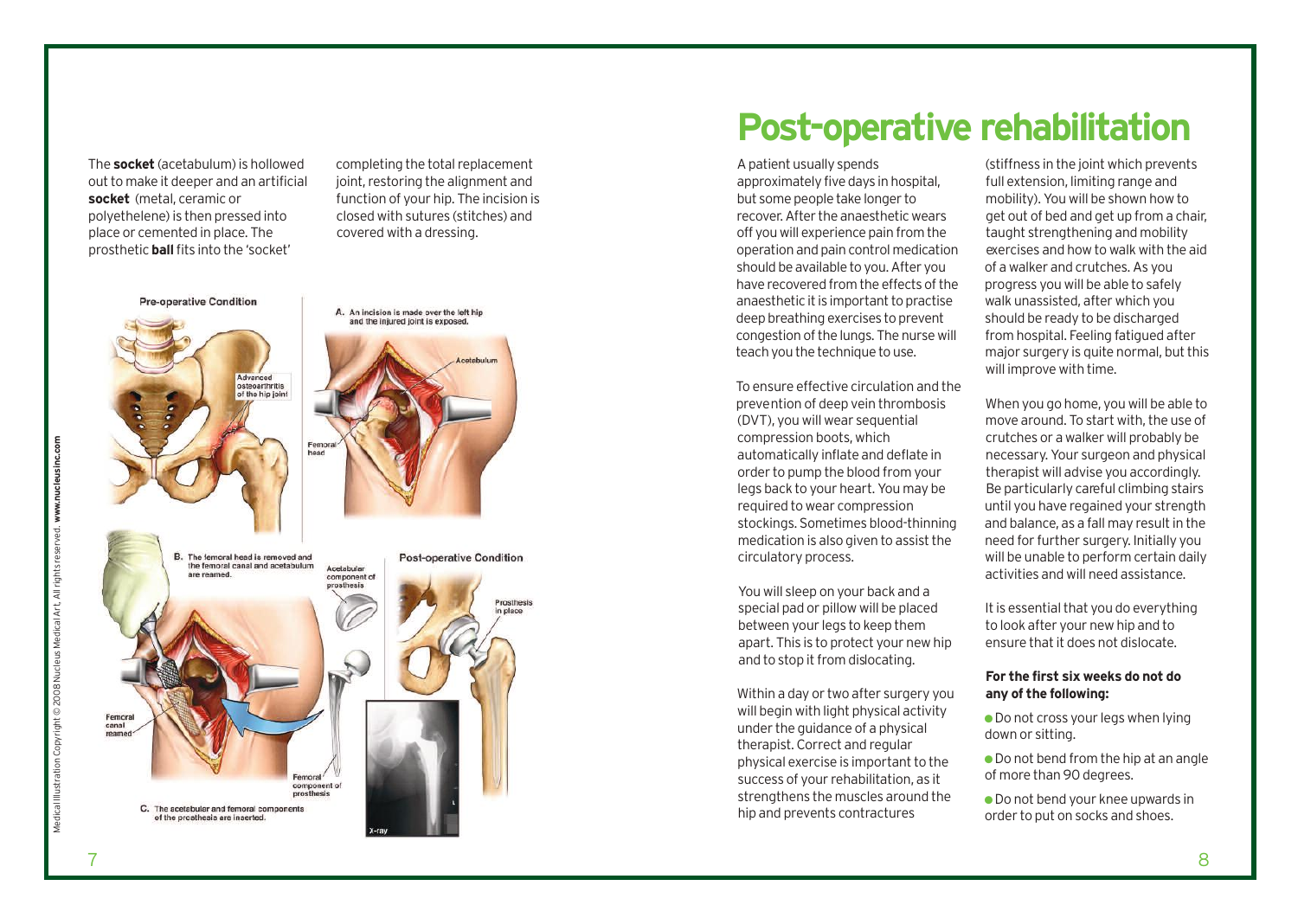The **socket** (acetabulum) is hollowed out to make it deeper and an artificial **socket** (metal, ceramic or polyethelene) is then pressed into place or cemented in place. The prosthetic **ball** fits into the 'socket' completing the total replacement joint, restoring the alignment and function of your hip. The incision is closed with sutures (stitches) and covered with a dressing.

Pre-operative Condition

A. An incision is made over the left hip and the injured joint is exposed.

B. The femoral head is removed and the femoral canal and acetabulum are reamed.

C. The acetabular and femoral components of the prosthesis are inserted.

Post-operative Condition

Medical Illustration Copyright © 2008 Nucleus Medical Art. All rights reserved. www.nucleusinc.com

# Post-operative rehabilitation

A patient usually spends approximately five days in hospital, but some people take longer to recover. After the anaesthetic wears off you will experience pain from the operation and pain control medication should be available to you. After you have recovered from the effects of the anaesthetic it is important to practise deep breathing exercises to prevent congestion of the lungs. The nurse will teach you the technique to use.

To ensure effective circulation and the prevention of deep vein thrombosis (DVT), you will wear sequential compression boots, which automatically inflate and deflate in order to pump the blood from your legs back to your heart. You may be required to wear compression stockings. Sometimes blood-thinning medication is also given to assist the circulatory process.

You will sleep on your back and a special pad or pillow will be placed between your legs to keep them apart. This is to protect your new hip and to stop it from dislocating.

Within a day or two after surgery you will begin with light physical activity under the guidance of a physical therapist. Correct and regular physical exercise is important to the success of your rehabilitation, as it strengthens the muscles around the hip and prevents contractures (stiffness in the joint which prevents full extension, limiting range and mobility). You will be shown how to get out of bed and get up from a chair, taught strengthening and mobility exercises and how to walk with the aid of a walker and crutches. As you progress you will be able to safely walk unassisted, after which you should be ready to be discharged from hospital. Feeling fatigued after major surgery is quite normal, but this will improve with time.

When you go home, you will be able to move around. To start with, the use of crutches or a walker will probably be necessary. Your surgeon and physical therapist will advise you accordingly. Be particularly careful climbing stairs until you have regained your strength and balance, as a fall may result in the need for further surgery. Initially you will be unable to perform certain daily activities and will need assistance.

It is essential that you do everything to look after your new hip and to ensure that it does not dislocate.

**For the first six weeks do not do any of the following:**

- Do not cross your legs when lying down or sitting.
- Do not bend from the hip at an angle of more than 90 degrees.
- Do not bend your knee upwards in order to put on socks and shoes.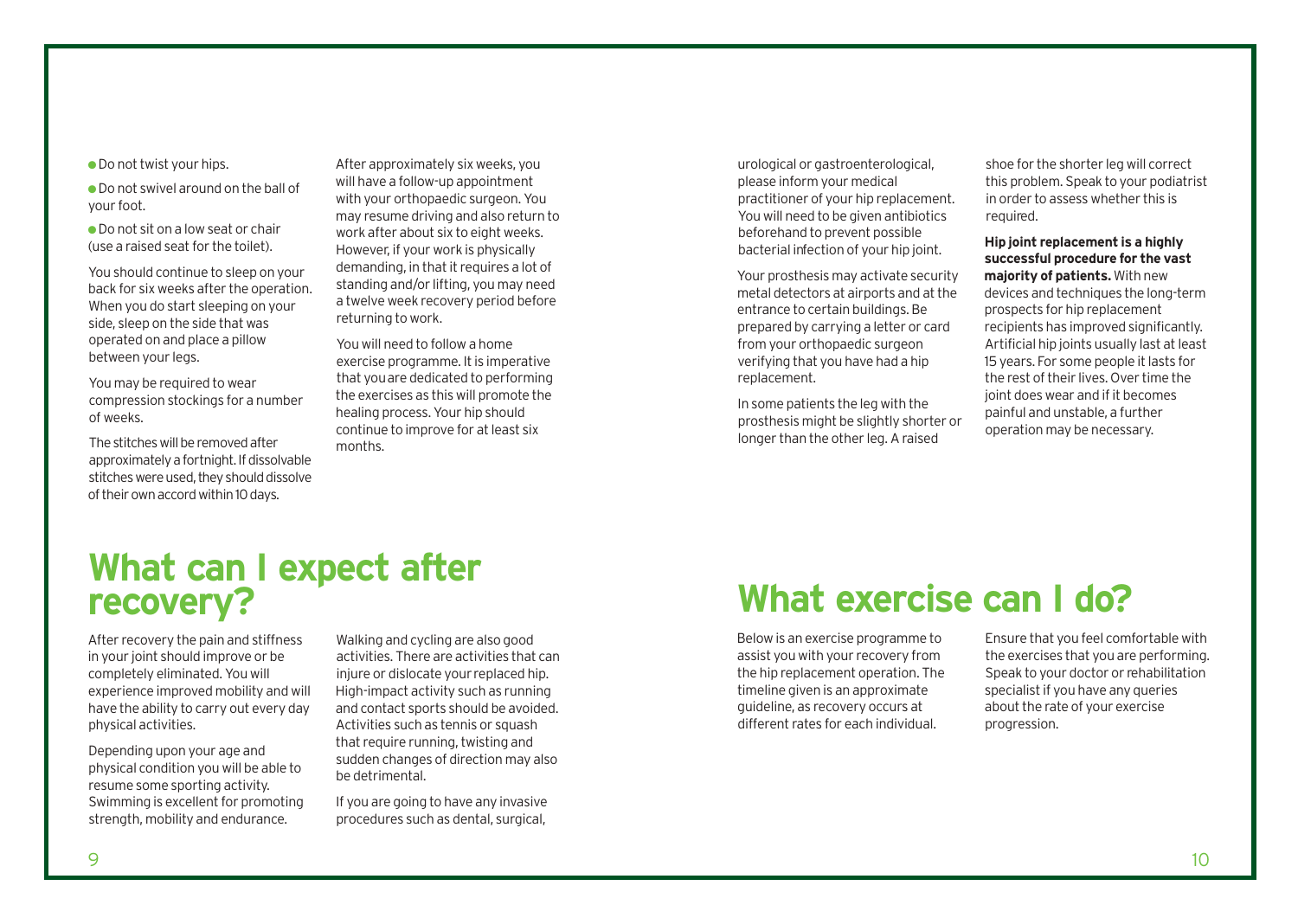- Do not twist your hips.
- Do not swivel around on the ball of your foot.
- Do not sit on a low seat or chair (use a raised seat for the toilet).

You should continue to sleep on your back for six weeks after the operation. When you do start sleeping on your side, sleep on the side that was operated on and place a pillow between your legs.

You may be required to wear compression stockings for a number of weeks.

The stitches will be removed after approximately a fortnight. If dissolvable stitches were used, they should dissolve of their own accord within 10 days.

After approximately six weeks, you will have a follow-up appointment with your orthopaedic surgeon. You may resume driving and also return to work after about six to eight weeks. However, if your work is physically demanding, in that it requires a lot of standing and/or lifting, you may need a twelve week recovery period before returning to work.

You will need to follow a home exercise programme. It is imperative that you are dedicated to performing the exercises as this will promote the healing process. Your hip should continue to improve for at least six months.

## What can I expect after recovery?

After recovery the pain and stiffness in your joint should improve or be completely eliminated. You will experience improved mobility and will have the ability to carry out every day physical activities.

Depending upon your age and physical condition you will be able to resume some sporting activity. Swimming is excellent for promoting strength, mobility and endurance.

Walking and cycling are also good activities. There are activities that can injure or dislocate your replaced hip. High-impact activity such as running and contact sports should be avoided. Activities such as tennis or squash that require running, twisting and sudden changes of direction may also be detrimental.

If you are going to have any invasive procedures such as dental, surgical, urological or gastroenterological, please inform your medical practitioner of your hip replacement. You will need to be given antibiotics beforehand to prevent possible bacterial infection of your hip joint.

Your prosthesis may activate security metal detectors at airports and at the entrance to certain buildings. Be prepared by carrying a letter or card from your orthopaedic surgeon verifying that you have had a hip replacement.

In some patients the leg with the prosthesis might be slightly shorter or longer than the other leg. A raised shoe for the shorter leg will correct this problem. Speak to your podiatrist in order to assess whether this is required.

**Hip joint replacement is a highly successful procedure for the vast majority of patients.** With new devices and techniques the long-term prospects for hip replacement recipients has improved significantly. Artificial hip joints usually last at least 15 years. For some people it lasts for the rest of their lives. Over time the joint does wear and if it becomes painful and unstable, a further operation may be necessary.

## What exercise can I do?

Below is an exercise programme to assist you with your recovery from the hip replacement operation. The timeline given is an approximate guideline, as recovery occurs at different rates for each individual.

Ensure that you feel comfortable with the exercises that you are performing. Speak to your doctor or rehabilitation specialist if you have any queries about the rate of your exercise progression.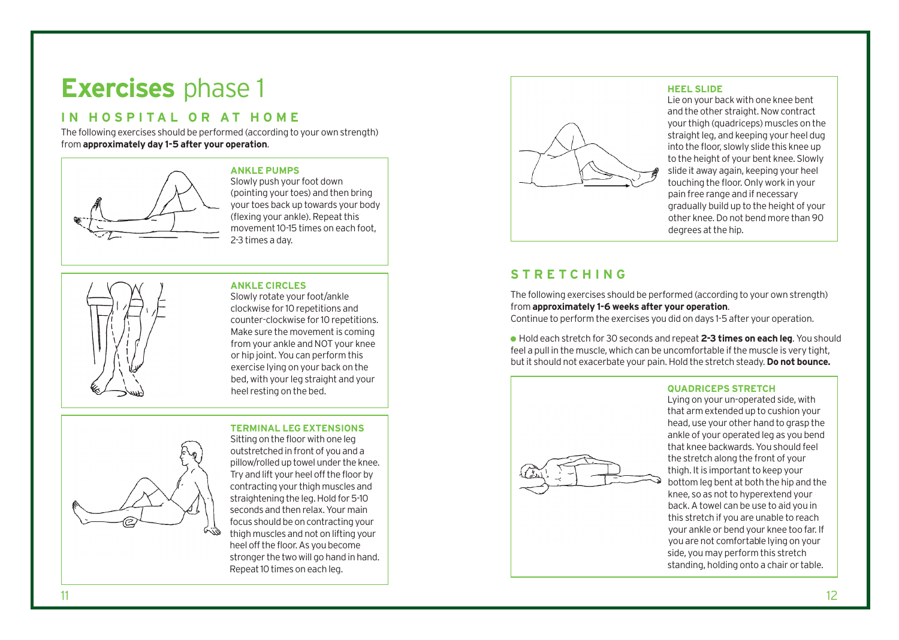# **Exercises** phase 1

## IN HOSPITAL OR AT HOME

The following exercises should be performed (according to your own strength) from **approximately day 1-5 after your operation**.

### ANKLE PUMPS

Slowly push your foot down (pointing your toes) and then bring your toes back up towards your body (flexing your ankle). Repeat this movement 10-15 times on each foot, 2-3 times a day.

### ANKLE CIRCLES

Slowly rotate your foot/ankle clockwise for 10 repetitions and counter-clockwise for 10 repetitions. Make sure the movement is coming from your ankle and NOT your knee or hip joint. You can perform this exercise lying on your back on the bed, with your leg straight and your heel resting on the bed.

### TERMINAL LEG EXTENSIONS

Sitting on the floor with one leg outstretched in front of you and a pillow/rolled up towel under the knee. Try and lift your heel off the floor by contracting your thigh muscles and straightening the leg. Hold for 5-10 seconds and then relax. Your main focus should be on contracting your thigh muscles and not on lifting your heel off the floor. As you become stronger the two will go hand in hand. Repeat 10 times on each leg.

### HEEL SLIDE

Lie on your back with one knee bent and the other straight. Now contract your thigh (quadriceps) muscles on the straight leg, and keeping your heel dug into the floor, slowly slide this knee up to the height of your bent knee. Slowly slide it away again, keeping your heel touching the floor. Only work in your pain free range and if necessary gradually build up to the height of your other knee. Do not bend more than 90 degrees at the hip.

## STRETCHING

The following exercises should be performed (according to your own strength) from **approximately 1-6 weeks after your operation**.
Continue to perform the exercises you did on days 1-5 after your operation.

- Hold each stretch for 30 seconds and repeat **2-3 times on each leg**. You should feel a pull in the muscle, which can be uncomfortable if the muscle is very tight, but it should not exacerbate your pain. Hold the stretch steady. **Do not bounce.**

### QUADRICEPS STRETCH

Lying on your un-operated side, with that arm extended up to cushion your head, use your other hand to grasp the ankle of your operated leg as you bend that knee backwards. You should feel the stretch along the front of your thigh. It is important to keep your bottom leg bent at both the hip and the knee, so as not to hyperextend your back. A towel can be use to aid you in this stretch if you are unable to reach your ankle or bend your knee too far. If you are not comfortable lying on your side, you may perform this stretch standing, holding onto a chair or table.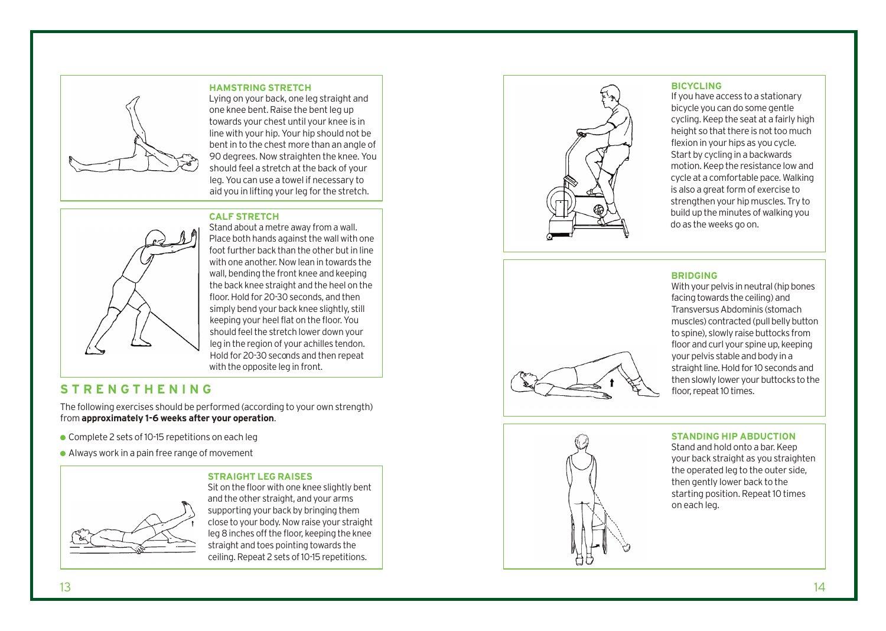### HAMSTRING STRETCH

Lying on your back, one leg straight and one knee bent. Raise the bent leg up towards your chest until your knee is in line with your hip. Your hip should not be bent in to the chest more than an angle of 90 degrees. Now straighten the knee. You should feel a stretch at the back of your leg. You can use a towel if necessary to aid you in lifting your leg for the stretch.

### CALF STRETCH

Stand about a metre away from a wall. Place both hands against the wall with one foot further back than the other but in line with one another. Now lean in towards the wall, bending the front knee and keeping the back knee straight and the heel on the floor. Hold for 20-30 seconds, and then simply bend your back knee slightly, still keeping your heel flat on the floor. You should feel the stretch lower down your leg in the region of your achilles tendon. Hold for 20-30 seconds and then repeat with the opposite leg in front.

## STRENGTHENING

The following exercises should be performed (according to your own strength) from **approximately 1-6 weeks after your operation**.

- Complete 2 sets of 10-15 repetitions on each leg
- Always work in a pain free range of movement

### STRAIGHT LEG RAISES

Sit on the floor with one knee slightly bent and the other straight, and your arms supporting your back by bringing them close to your body. Now raise your straight leg 8 inches off the floor, keeping the knee straight and toes pointing towards the ceiling. Repeat 2 sets of 10-15 repetitions.

### BICYCLING

If you have access to a stationary bicycle you can do some gentle cycling. Keep the seat at a fairly high height so that there is not too much flexion in your hips as you cycle. Start by cycling in a backwards motion. Keep the resistance low and cycle at a comfortable pace. Walking is also a great form of exercise to strengthen your hip muscles. Try to build up the minutes of walking you do as the weeks go on.

### BRIDGING

With your pelvis in neutral (hip bones facing towards the ceiling) and Transversus Abdominis (stomach muscles) contracted (pull belly button to spine), slowly raise buttocks from floor and curl your spine up, keeping your pelvis stable and body in a straight line. Hold for 10 seconds and then slowly lower your buttocks to the floor, repeat 10 times.

### STANDING HIP ABDUCTION

Stand and hold onto a bar. Keep your back straight as you straighten the operated leg to the outer side, then gently lower back to the starting position. Repeat 10 times on each leg.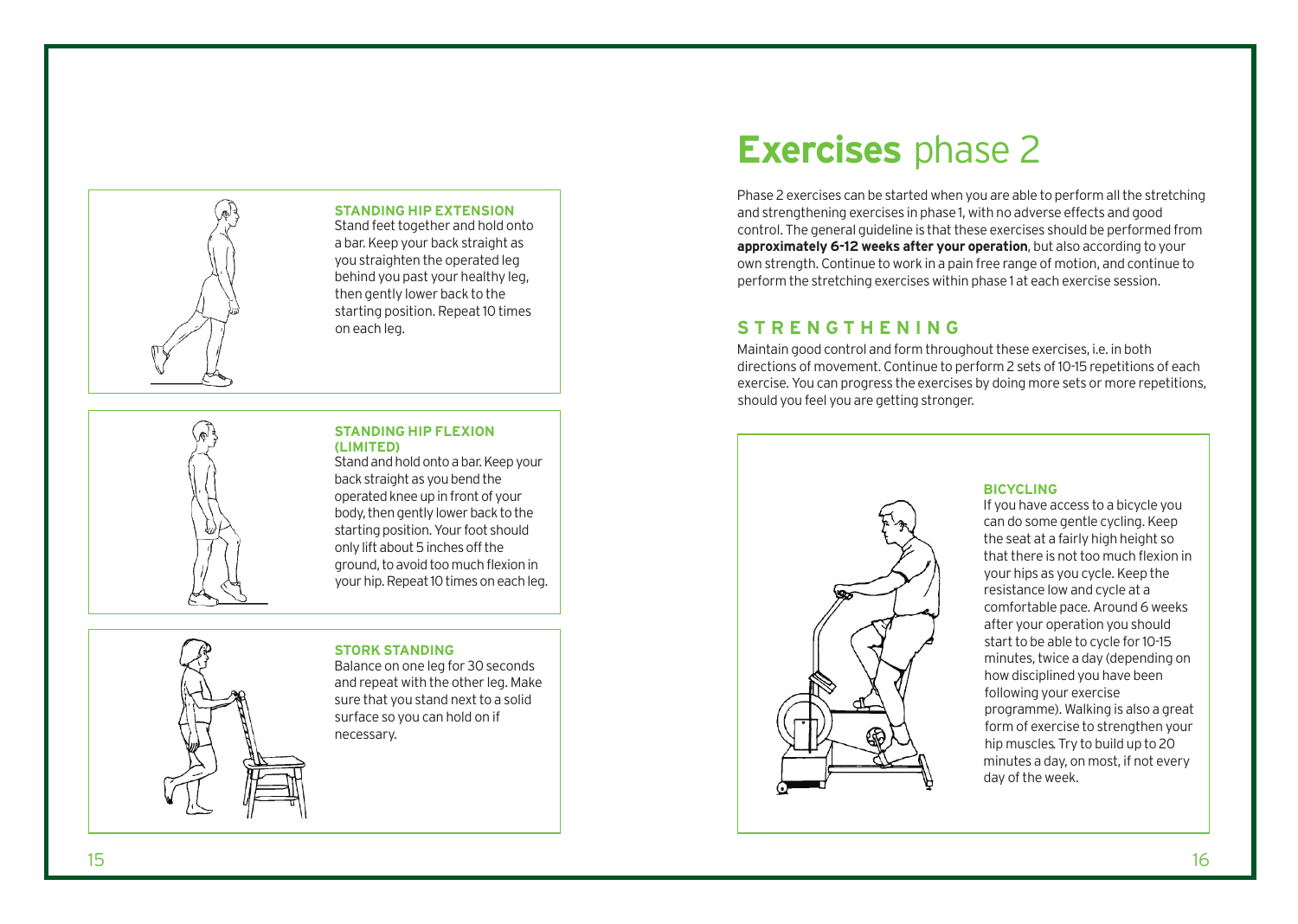**STANDING HIP EXTENSION**

Stand feet together and hold onto a bar. Keep your back straight as you straighten the operated leg behind you past your healthy leg, then gently lower back to the starting position. Repeat 10 times on each leg.

**STANDING HIP FLEXION (LIMITED)**

Stand and hold onto a bar. Keep your back straight as you bend the operated knee up in front of your body, then gently lower back to the starting position. Your foot should only lift about 5 inches off the ground, to avoid too much flexion in your hip. Repeat 10 times on each leg.

**STORK STANDING**

Balance on one leg for 30 seconds and repeat with the other leg. Make sure that you stand next to a solid surface so you can hold on if necessary.

# **Exercises** phase 2

Phase 2 exercises can be started when you are able to perform all the stretching and strengthening exercises in phase 1, with no adverse effects and good control. The general guideline is that these exercises should be performed from **approximately 6-12 weeks after your operation**, but also according to your own strength. Continue to work in a pain free range of motion, and continue to perform the stretching exercises within phase 1 at each exercise session.

## STRENGTHENING

Maintain good control and form throughout these exercises, i.e. in both directions of movement. Continue to perform 2 sets of 10-15 repetitions of each exercise. You can progress the exercises by doing more sets or more repetitions, should you feel you are getting stronger.

**BICYCLING**

If you have access to a bicycle you can do some gentle cycling. Keep the seat at a fairly high height so that there is not too much flexion in your hips as you cycle. Keep the resistance low and cycle at a comfortable pace. Around 6 weeks after your operation you should start to be able to cycle for 10-15 minutes, twice a day (depending on how disciplined you have been following your exercise programme). Walking is also a great form of exercise to strengthen your hip muscles. Try to build up to 20 minutes a day, on most, if not every day of the week.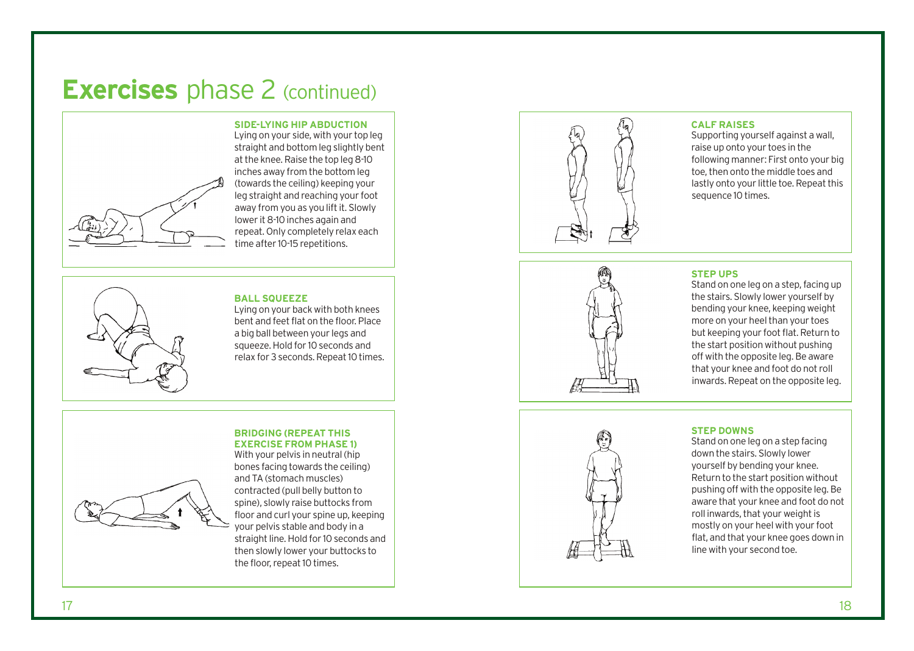# **Exercises** phase 2 (continued)

### SIDE-LYING HIP ABDUCTION

Lying on your side, with your top leg straight and bottom leg slightly bent at the knee. Raise the top leg 8-10 inches away from the bottom leg (towards the ceiling) keeping your leg straight and reaching your foot away from you as you lift it. Slowly lower it 8-10 inches again and repeat. Only completely relax each time after 10-15 repetitions.

### BALL SQUEEZE

Lying on your back with both knees bent and feet flat on the floor. Place a big ball between your legs and squeeze. Hold for 10 seconds and relax for 3 seconds. Repeat 10 times.

### BRIDGING (REPEAT THIS EXERCISE FROM PHASE 1)

With your pelvis in neutral (hip bones facing towards the ceiling) and TA (stomach muscles) contracted (pull belly button to spine), slowly raise buttocks from floor and curl your spine up, keeping your pelvis stable and body in a straight line. Hold for 10 seconds and then slowly lower your buttocks to the floor, repeat 10 times.

### CALF RAISES

Supporting yourself against a wall, raise up onto your toes in the following manner: First onto your big toe, then onto the middle toes and lastly onto your little toe. Repeat this sequence 10 times.

### STEP UPS

Stand on one leg on a step, facing up the stairs. Slowly lower yourself by bending your knee, keeping weight more on your heel than your toes but keeping your foot flat. Return to the start position without pushing off with the opposite leg. Be aware that your knee and foot do not roll inwards. Repeat on the opposite leg.

### STEP DOWNS

Stand on one leg on a step facing down the stairs. Slowly lower yourself by bending your knee. Return to the start position without pushing off with the opposite leg. Be aware that your knee and foot do not roll inwards, that your weight is mostly on your heel with your foot flat, and that your knee goes down in line with your second toe.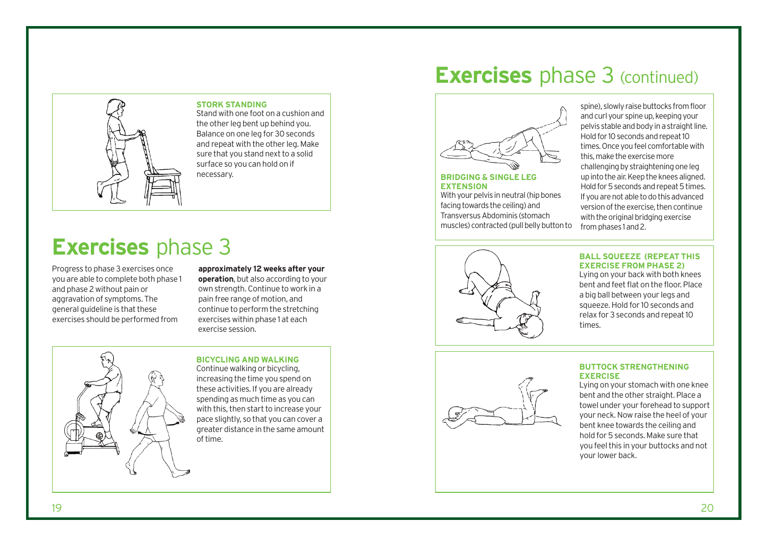### STORK STANDING

Stand with one foot on a cushion and the other leg bent up behind you. Balance on one leg for 30 seconds and repeat with the other leg. Make sure that you stand next to a solid surface so you can hold on if necessary.

# **Exercises** phase 3

Progress to phase 3 exercises once you are able to complete both phase 1 and phase 2 without pain or aggravation of symptoms. The general guideline is that these exercises should be performed from **approximately 12 weeks after your operation**, but also according to your own strength. Continue to work in a pain free range of motion, and continue to perform the stretching exercises within phase 1 at each exercise session.

### BICYCLING AND WALKING

Continue walking or bicycling, increasing the time you spend on these activities. If you are already spending as much time as you can with this, then start to increase your pace slightly, so that you can cover a greater distance in the same amount of time.

# **Exercises** phase 3 (continued)

### BRIDGING & SINGLE LEG EXTENSION

With your pelvis in neutral (hip bones facing towards the ceiling) and Transversus Abdominis (stomach muscles) contracted (pull belly button to spine), slowly raise buttocks from floor and curl your spine up, keeping your pelvis stable and body in a straight line. Hold for 10 seconds and repeat 10 times. Once you feel comfortable with this, make the exercise more challenging by straightening one leg up into the air. Keep the knees aligned. Hold for 5 seconds and repeat 5 times. If you are not able to do this advanced version of the exercise, then continue with the original bridging exercise from phases 1 and 2.

### BALL SQUEEZE (REPEAT THIS EXERCISE FROM PHASE 2)

Lying on your back with both knees bent and feet flat on the floor. Place a big ball between your legs and squeeze. Hold for 10 seconds and relax for 3 seconds and repeat 10 times.

### BUTTOCK STRENGTHENING EXERCISE

Lying on your stomach with one knee bent and the other straight. Place a towel under your forehead to support your neck. Now raise the heel of your bent knee towards the ceiling and hold for 5 seconds. Make sure that you feel this in your buttocks and not your lower back.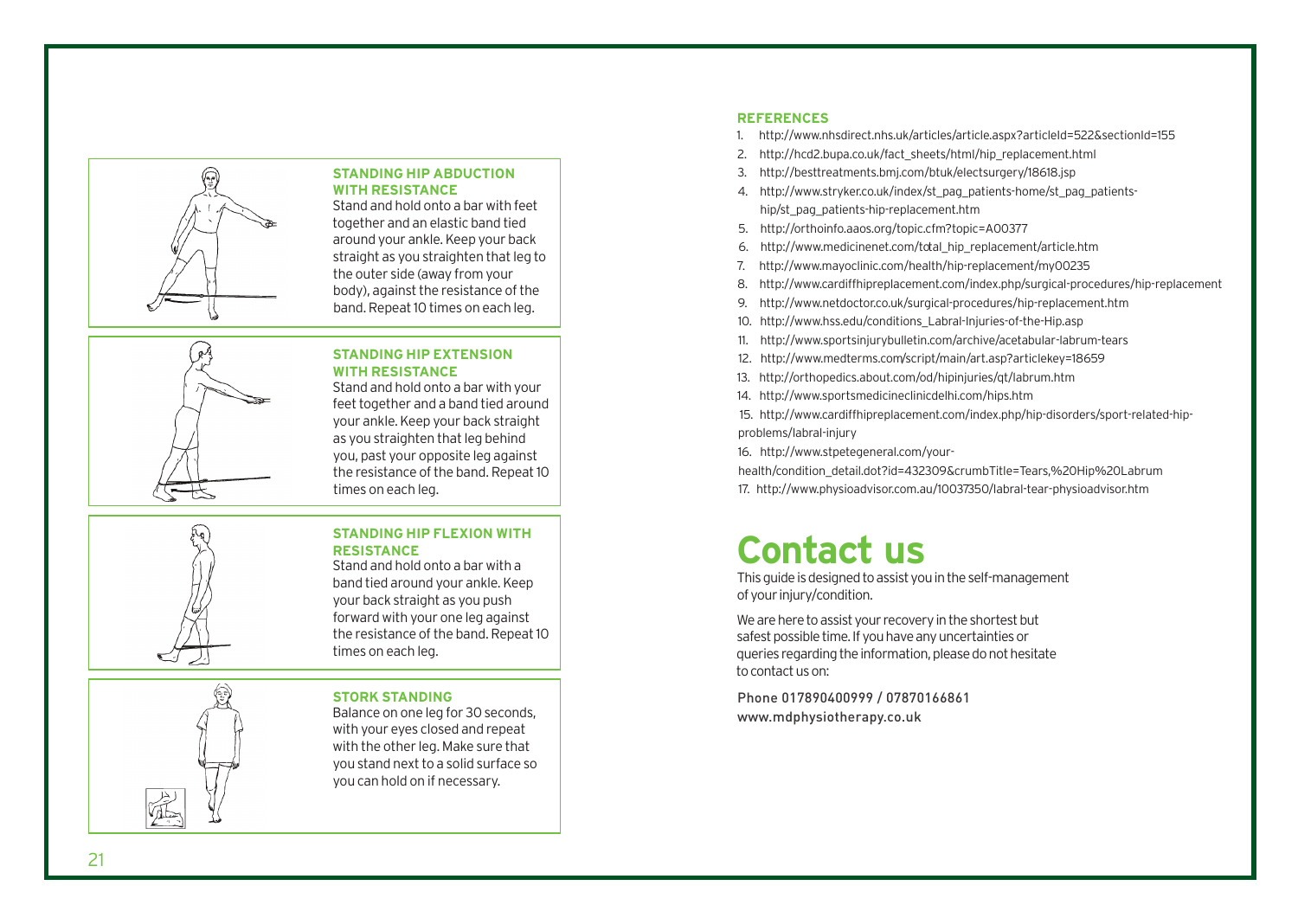### STANDING HIP ABDUCTION WITH RESISTANCE

Stand and hold onto a bar with feet together and an elastic band tied around your ankle. Keep your back straight as you straighten that leg to the outer side (away from your body), against the resistance of the band. Repeat 10 times on each leg.

### STANDING HIP EXTENSION WITH RESISTANCE

Stand and hold onto a bar with your feet together and a band tied around your ankle. Keep your back straight as you straighten that leg behind you, past your opposite leg against the resistance of the band. Repeat 10 times on each leg.

### STANDING HIP FLEXION WITH RESISTANCE

Stand and hold onto a bar with a band tied around your ankle. Keep your back straight as you push forward with your one leg against the resistance of the band. Repeat 10 times on each leg.

### STORK STANDING

Balance on one leg for 30 seconds, with your eyes closed and repeat with the other leg. Make sure that you stand next to a solid surface so you can hold on if necessary.

### REFERENCES

1. http://www.nhsdirect.nhs.uk/articles/article.aspx?articleId=522&sectionId=155
2. http://hcd2.bupa.co.uk/fact_sheets/html/hip_replacement.html
3. http://besttreatments.bmj.com/btuk/electsurgery/18618.jsp
4. http://www.stryker.co.uk/index/st_pag_patients-home/st_pag_patients-hip/st_pag_patients-hip-replacement.htm
5. http://orthoinfo.aaos.org/topic.cfm?topic=A00377
6. http://www.medicinenet.com/total_hip_replacement/article.htm
7. http://www.mayoclinic.com/health/hip-replacement/my00235
8. http://www.cardiffhipreplacement.com/index.php/surgical-procedures/hip-replacement
9. http://www.netdoctor.co.uk/surgical-procedures/hip-replacement.htm
10. http://www.hss.edu/conditions_Labral-Injuries-of-the-Hip.asp
11. http://www.sportsinjurybulletin.com/archive/acetabular-labrum-tears
12. http://www.medterms.com/script/main/art.asp?articlekey=18659
13. http://orthopedics.about.com/od/hipinjuries/qt/labrum.htm
14. http://www.sportsmedicineclinicdelhi.com/hips.htm
15. http://www.cardiffhipreplacement.com/index.php/hip-disorders/sport-related-hip-problems/labral-injury
16. http://www.stpetegeneral.com/your-health/condition_detail.dot?id=432309&crumbTitle=Tears,%20Hip%20Labrum
17. http://www.physioadvisor.com.au/10037350/labral-tear-physioadvisor.htm

# Contact us

This guide is designed to assist you in the self-management of your injury/condition.

We are here to assist your recovery in the shortest but safest possible time. If you have any uncertainties or queries regarding the information, please do not hesitate to contact us on:

Phone 017890400999 / 07870166861
www.mdphysiotherapy.co.uk